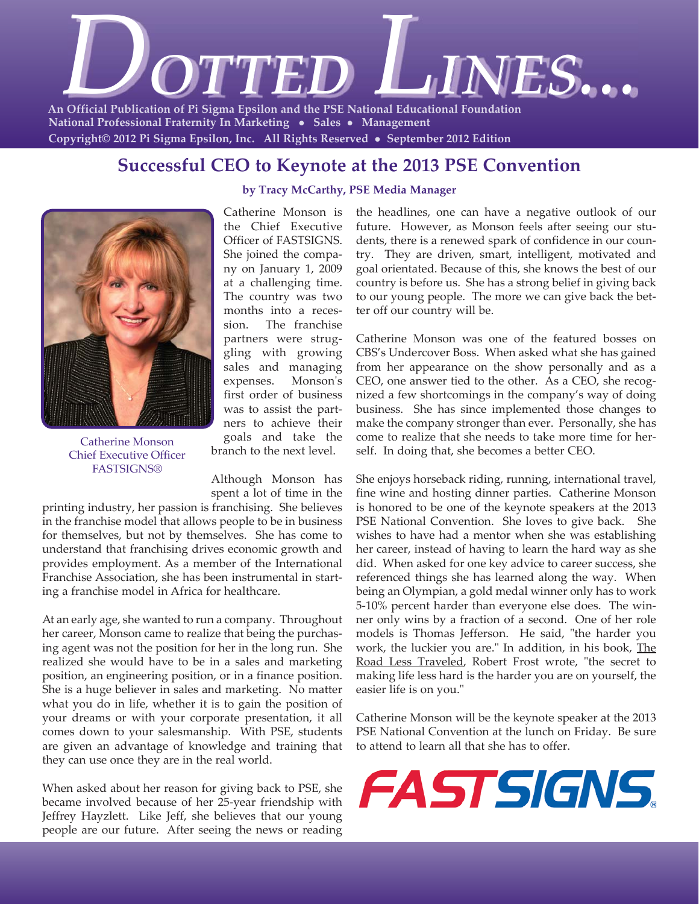# DOTTED LINES...

**An Official Publication of Pi Sigma Epsilon and the PSE National Educational Foundation**
**National Professional Fraternity In Marketing • Sales • Management**
**Copyright© 2012 Pi Sigma Epsilon, Inc. All Rights Reserved • September 2012 Edition**

## Successful CEO to Keynote at the 2013 PSE Convention

**by Tracy McCarthy, PSE Media Manager**

Catherine Monson
Chief Executive Officer
FASTSIGNS®

Catherine Monson is the Chief Executive Officer of FASTSIGNS. She joined the company on January 1, 2009 at a challenging time. The country was two months into a recession. The franchise partners were struggling with growing sales and managing expenses. Monson's first order of business was to assist the partners to achieve their goals and take the branch to the next level.

Although Monson has spent a lot of time in the printing industry, her passion is franchising. She believes in the franchise model that allows people to be in business for themselves, but not by themselves. She has come to understand that franchising drives economic growth and provides employment. As a member of the International Franchise Association, she has been instrumental in starting a franchise model in Africa for healthcare.

At an early age, she wanted to run a company. Throughout her career, Monson came to realize that being the purchasing agent was not the position for her in the long run. She realized she would have to be in a sales and marketing position, an engineering position, or in a finance position. She is a huge believer in sales and marketing. No matter what you do in life, whether it is to gain the position of your dreams or with your corporate presentation, it all comes down to your salesmanship. With PSE, students are given an advantage of knowledge and training that they can use once they are in the real world.

When asked about her reason for giving back to PSE, she became involved because of her 25-year friendship with Jeffrey Hayzlett. Like Jeff, she believes that our young people are our future. After seeing the news or reading the headlines, one can have a negative outlook of our future. However, as Monson feels after seeing our students, there is a renewed spark of confidence in our country. They are driven, smart, intelligent, motivated and goal orientated. Because of this, she knows the best of our country is before us. She has a strong belief in giving back to our young people. The more we can give back the better off our country will be.

Catherine Monson was one of the featured bosses on CBS's Undercover Boss. When asked what she has gained from her appearance on the show personally and as a CEO, one answer tied to the other. As a CEO, she recognized a few shortcomings in the company's way of doing business. She has since implemented those changes to make the company stronger than ever. Personally, she has come to realize that she needs to take more time for herself. In doing that, she becomes a better CEO.

She enjoys horseback riding, running, international travel, fine wine and hosting dinner parties. Catherine Monson is honored to be one of the keynote speakers at the 2013 PSE National Convention. She loves to give back. She wishes to have had a mentor when she was establishing her career, instead of having to learn the hard way as she did. When asked for one key advice to career success, she referenced things she has learned along the way. When being an Olympian, a gold medal winner only has to work 5-10% percent harder than everyone else does. The winner only wins by a fraction of a second. One of her role models is Thomas Jefferson. He said, "the harder you work, the luckier you are." In addition, in his book, The Road Less Traveled, Robert Frost wrote, "the secret to making life less hard is the harder you are on yourself, the easier life is on you."

Catherine Monson will be the keynote speaker at the 2013 PSE National Convention at the lunch on Friday. Be sure to attend to learn all that she has to offer.

FASTSIGNS®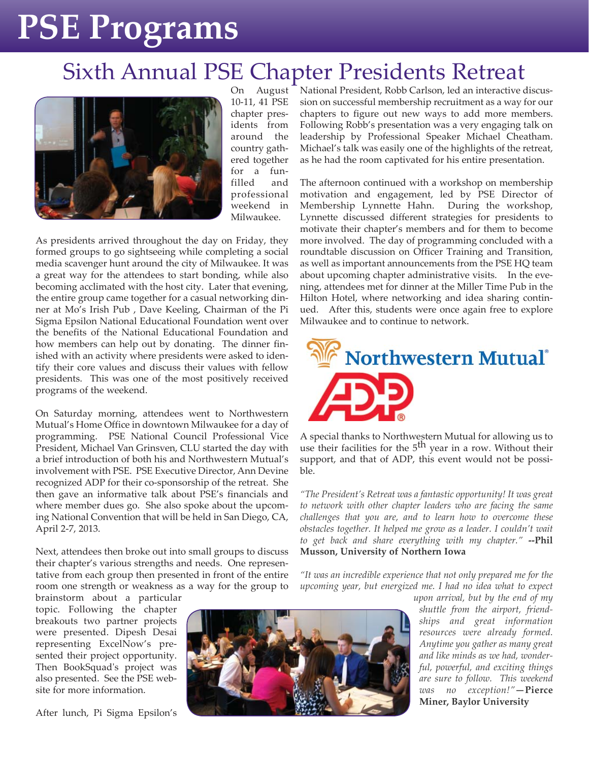# PSE Programs

## Sixth Annual PSE Chapter Presidents Retreat

On August 10-11, 41 PSE chapter presidents from around the country gathered together for a fun-filled and professional weekend in Milwaukee.

As presidents arrived throughout the day on Friday, they formed groups to go sightseeing while completing a social media scavenger hunt around the city of Milwaukee. It was a great way for the attendees to start bonding, while also becoming acclimated with the host city. Later that evening, the entire group came together for a casual networking dinner at Mo's Irish Pub , Dave Keeling, Chairman of the Pi Sigma Epsilon National Educational Foundation went over the benefits of the National Educational Foundation and how members can help out by donating. The dinner finished with an activity where presidents were asked to identify their core values and discuss their values with fellow presidents. This was one of the most positively received programs of the weekend.

On Saturday morning, attendees went to Northwestern Mutual's Home Office in downtown Milwaukee for a day of programming. PSE National Council Professional Vice President, Michael Van Grinsven, CLU started the day with a brief introduction of both his and Northwestern Mutual's involvement with PSE. PSE Executive Director, Ann Devine recognized ADP for their co-sponsorship of the retreat. She then gave an informative talk about PSE's financials and where member dues go. She also spoke about the upcoming National Convention that will be held in San Diego, CA, April 2-7, 2013.

Next, attendees then broke out into small groups to discuss their chapter's various strengths and needs. One representative from each group then presented in front of the entire room one strength or weakness as a way for the group to brainstorm about a particular topic. Following the chapter breakouts two partner projects were presented. Dipesh Desai representing ExcelNow's presented their project opportunity. Then BookSquad's project was also presented. See the PSE website for more information.

After lunch, Pi Sigma Epsilon's National President, Robb Carlson, led an interactive discussion on successful membership recruitment as a way for our chapters to figure out new ways to add more members. Following Robb's presentation was a very engaging talk on leadership by Professional Speaker Michael Cheatham. Michael's talk was easily one of the highlights of the retreat, as he had the room captivated for his entire presentation.

The afternoon continued with a workshop on membership motivation and engagement, led by PSE Director of Membership Lynnette Hahn. During the workshop, Lynnette discussed different strategies for presidents to motivate their chapter's members and for them to become more involved. The day of programming concluded with a roundtable discussion on Officer Training and Transition, as well as important announcements from the PSE HQ team about upcoming chapter administrative visits. In the evening, attendees met for dinner at the Miller Time Pub in the Hilton Hotel, where networking and idea sharing continued. After this, students were once again free to explore Milwaukee and to continue to network.

Northwestern Mutual®

ADP®

A special thanks to Northwestern Mutual for allowing us to use their facilities for the 5th year in a row. Without their support, and that of ADP, this event would not be possible.

*"The President's Retreat was a fantastic opportunity! It was great to network with other chapter leaders who are facing the same challenges that you are, and to learn how to overcome these obstacles together. It helped me grow as a leader. I couldn't wait to get back and share everything with my chapter."* **--Phil Musson, University of Northern Iowa**

*"It was an incredible experience that not only prepared me for the upcoming year, but energized me. I had no idea what to expect upon arrival, but by the end of my shuttle from the airport, friendships and great information resources were already formed. Anytime you gather as many great and like minds as we had, wonderful, powerful, and exciting things are sure to follow. This weekend was no exception!"* **—Pierce Miner, Baylor University**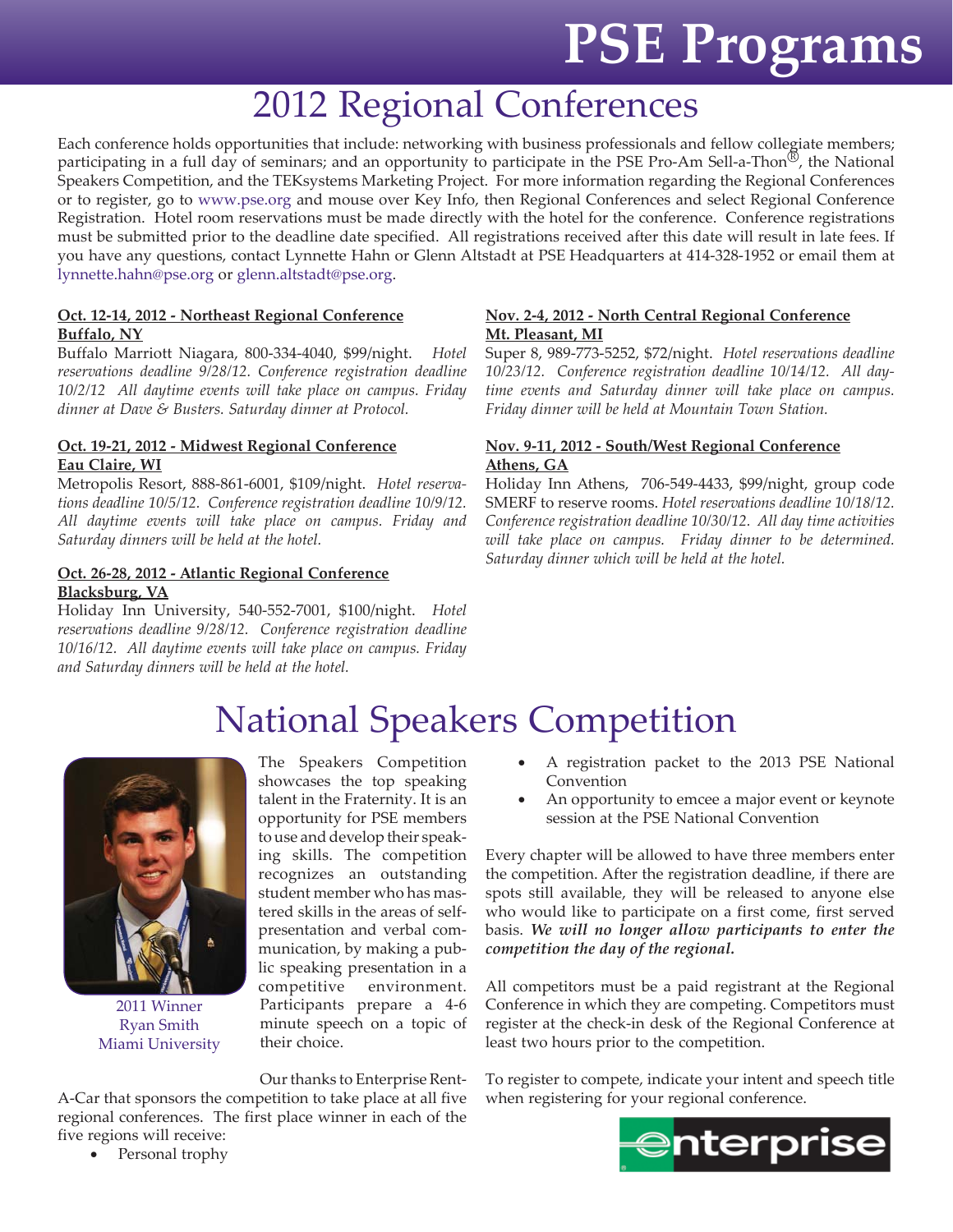# PSE Programs

## 2012 Regional Conferences

Each conference holds opportunities that include: networking with business professionals and fellow collegiate members; participating in a full day of seminars; and an opportunity to participate in the PSE Pro-Am Sell-a-Thon®, the National Speakers Competition, and the TEKsystems Marketing Project. For more information regarding the Regional Conferences or to register, go to www.pse.org and mouse over Key Info, then Regional Conferences and select Regional Conference Registration. Hotel room reservations must be made directly with the hotel for the conference. Conference registrations must be submitted prior to the deadline date specified. All registrations received after this date will result in late fees. If you have any questions, contact Lynnette Hahn or Glenn Altstadt at PSE Headquarters at 414-328-1952 or email them at lynnette.hahn@pse.org or glenn.altstadt@pse.org.

**Oct. 12-14, 2012 - Northeast Regional Conference**
**Buffalo, NY**
Buffalo Marriott Niagara, 800-334-4040, $99/night. *Hotel reservations deadline 9/28/12. Conference registration deadline 10/2/12 All daytime events will take place on campus. Friday dinner at Dave & Busters. Saturday dinner at Protocol.*

**Oct. 19-21, 2012 - Midwest Regional Conference**
**Eau Claire, WI**
Metropolis Resort, 888-861-6001, $109/night. *Hotel reservations deadline 10/5/12. Conference registration deadline 10/9/12. All daytime events will take place on campus. Friday and Saturday dinners will be held at the hotel.*

**Oct. 26-28, 2012 - Atlantic Regional Conference**
**Blacksburg, VA**
Holiday Inn University, 540-552-7001, $100/night. *Hotel reservations deadline 9/28/12. Conference registration deadline 10/16/12. All daytime events will take place on campus. Friday and Saturday dinners will be held at the hotel.*

**Nov. 2-4, 2012 - North Central Regional Conference**
**Mt. Pleasant, MI**
Super 8, 989-773-5252, $72/night. *Hotel reservations deadline 10/23/12. Conference registration deadline 10/14/12. All daytime events and Saturday dinner will take place on campus. Friday dinner will be held at Mountain Town Station.*

**Nov. 9-11, 2012 - South/West Regional Conference**
**Athens, GA**
Holiday Inn Athens, 706-549-4433, $99/night, group code SMERF to reserve rooms. *Hotel reservations deadline 10/18/12. Conference registration deadline 10/30/12. All day time activities will take place on campus. Friday dinner to be determined. Saturday dinner which will be held at the hotel.*

## National Speakers Competition

2011 Winner
Ryan Smith
Miami University

The Speakers Competition showcases the top speaking talent in the Fraternity. It is an opportunity for PSE members to use and develop their speaking skills. The competition recognizes an outstanding student member who has mastered skills in the areas of self-presentation and verbal communication, by making a public speaking presentation in a competitive environment. Participants prepare a 4-6 minute speech on a topic of their choice.

Our thanks to Enterprise Rent-A-Car that sponsors the competition to take place at all five regional conferences. The first place winner in each of the five regions will receive:

- Personal trophy
- A registration packet to the 2013 PSE National Convention
- An opportunity to emcee a major event or keynote session at the PSE National Convention

Every chapter will be allowed to have three members enter the competition. After the registration deadline, if there are spots still available, they will be released to anyone else who would like to participate on a first come, first served basis. ***We will no longer allow participants to enter the competition the day of the regional.***

All competitors must be a paid registrant at the Regional Conference in which they are competing. Competitors must register at the check-in desk of the Regional Conference at least two hours prior to the competition.

To register to compete, indicate your intent and speech title when registering for your regional conference.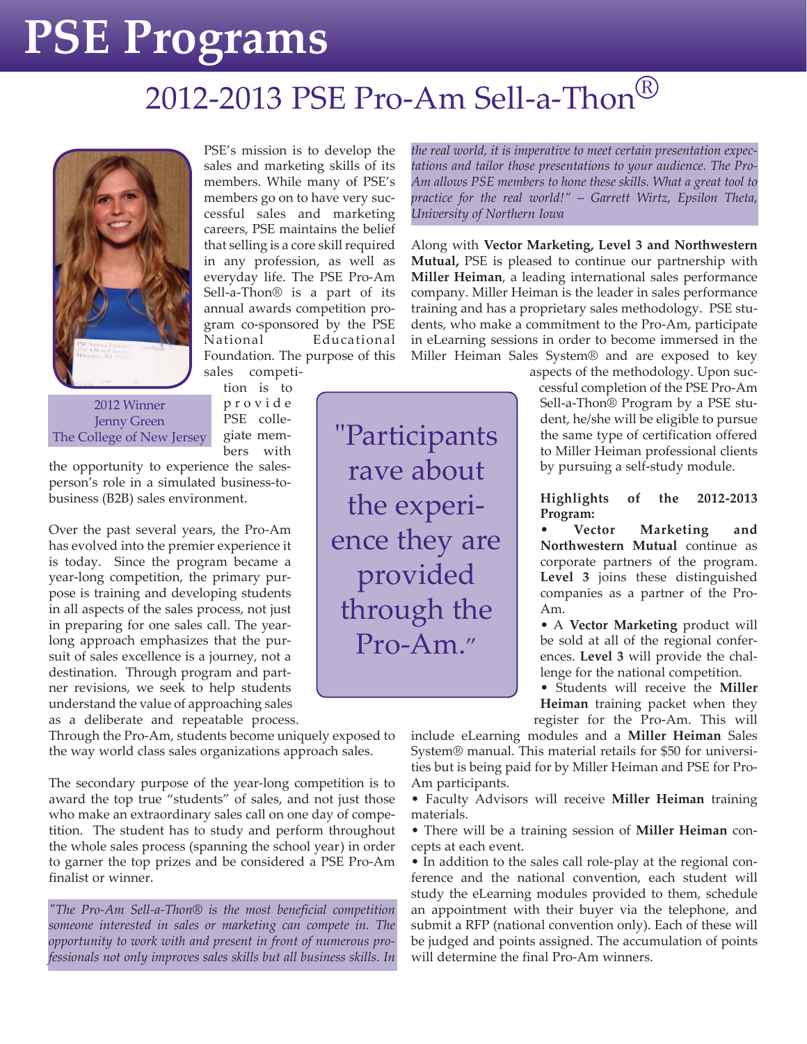# PSE Programs

## 2012-2013 PSE Pro-Am Sell-a-Thon®

2012 Winner
Jenny Green
The College of New Jersey

PSE's mission is to develop the sales and marketing skills of its members. While many of PSE's members go on to have very successful sales and marketing careers, PSE maintains the belief that selling is a core skill required in any profession, as well as everyday life. The PSE Pro-Am Sell-a-Thon® is a part of its annual awards competition program co-sponsored by the PSE National Educational Foundation. The purpose of this sales competition is to provide PSE collegiate members with the opportunity to experience the salesperson's role in a simulated business-to-business (B2B) sales environment.

Over the past several years, the Pro-Am has evolved into the premier experience it is today. Since the program became a year-long competition, the primary purpose is training and developing students in all aspects of the sales process, not just in preparing for one sales call. The year-long approach emphasizes that the pursuit of sales excellence is a journey, not a destination. Through program and partner revisions, we seek to help students understand the value of approaching sales as a deliberate and repeatable process. Through the Pro-Am, students become uniquely exposed to the way world class sales organizations approach sales.

The secondary purpose of the year-long competition is to award the top true "students" of sales, and not just those who make an extraordinary sales call on one day of competition. The student has to study and perform throughout the whole sales process (spanning the school year) in order to garner the top prizes and be considered a PSE Pro-Am finalist or winner.

*"The Pro-Am Sell-a-Thon® is the most beneficial competition someone interested in sales or marketing can compete in. The opportunity to work with and present in front of numerous professionals not only improves sales skills but all business skills. In the real world, it is imperative to meet certain presentation expectations and tailor those presentations to your audience. The Pro-Am allows PSE members to hone these skills. What a great tool to practice for the real world!" – Garrett Wirtz, Epsilon Theta, University of Northern Iowa*

> "Participants rave about the experience they are provided through the Pro-Am."

Along with **Vector Marketing, Level 3 and Northwestern Mutual,** PSE is pleased to continue our partnership with **Miller Heiman**, a leading international sales performance company. Miller Heiman is the leader in sales performance training and has a proprietary sales methodology. PSE students, who make a commitment to the Pro-Am, participate in eLearning sessions in order to become immersed in the Miller Heiman Sales System® and are exposed to key aspects of the methodology. Upon successful completion of the PSE Pro-Am Sell-a-Thon® Program by a PSE student, he/she will be eligible to pursue the same type of certification offered to Miller Heiman professional clients by pursuing a self-study module.

**Highlights of the 2012-2013 Program:**

- **Vector Marketing and Northwestern Mutual** continue as corporate partners of the program. **Level 3** joins these distinguished companies as a partner of the Pro-Am.
- A **Vector Marketing** product will be sold at all of the regional conferences. **Level 3** will provide the challenge for the national competition.
- Students will receive the **Miller Heiman** training packet when they register for the Pro-Am. This will include eLearning modules and a **Miller Heiman** Sales System® manual. This material retails for $50 for universities but is being paid for by Miller Heiman and PSE for Pro-Am participants.
- Faculty Advisors will receive **Miller Heiman** training materials.
- There will be a training session of **Miller Heiman** concepts at each event.
- In addition to the sales call role-play at the regional conference and the national convention, each student will study the eLearning modules provided to them, schedule an appointment with their buyer via the telephone, and submit a RFP (national convention only). Each of these will be judged and points assigned. The accumulation of points will determine the final Pro-Am winners.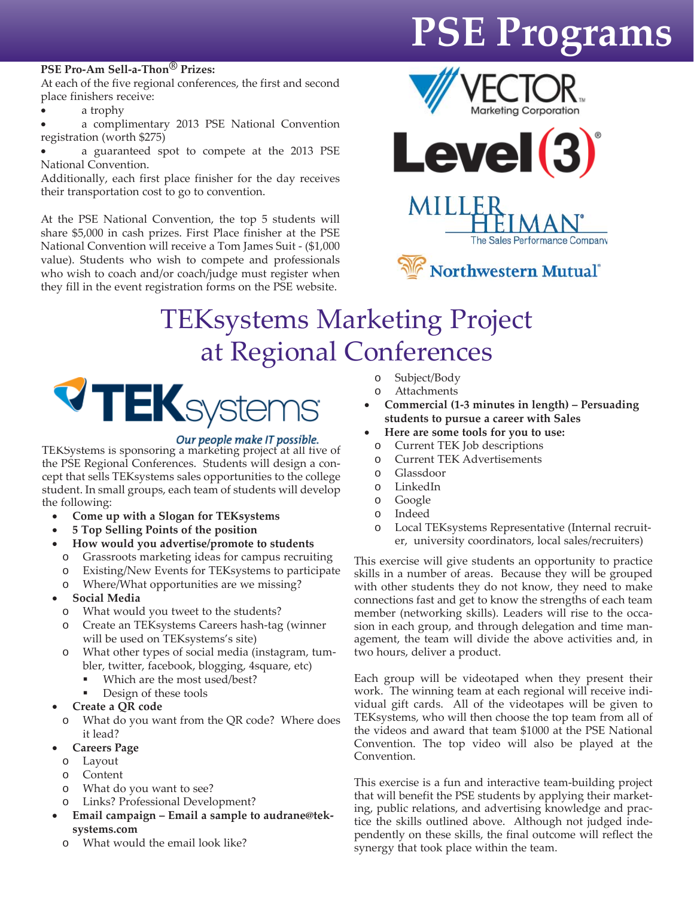# PSE Programs

**PSE Pro-Am Sell-a-Thon® Prizes:**

At each of the five regional conferences, the first and second place finishers receive:

- a trophy
- a complimentary 2013 PSE National Convention registration (worth $275)
- a guaranteed spot to compete at the 2013 PSE National Convention.

Additionally, each first place finisher for the day receives their transportation cost to go to convention.

At the PSE National Convention, the top 5 students will share $5,000 in cash prizes. First Place finisher at the PSE National Convention will receive a Tom James Suit - ($1,000 value). Students who wish to compete and professionals who wish to coach and/or coach/judge must register when they fill in the event registration forms on the PSE website.

Vector Marketing Corporation

Level(3)

Miller Heiman — The Sales Performance Company

Northwestern Mutual

## TEKsystems Marketing Project at Regional Conferences

TEKsystems — *Our people make IT possible.*

TEKSystems is sponsoring a marketing project at all five of the PSE Regional Conferences. Students will design a concept that sells TEKsystems sales opportunities to the college student. In small groups, each team of students will develop the following:

- **Come up with a Slogan for TEKsystems**
- **5 Top Selling Points of the position**
- **How would you advertise/promote to students**
  - Grassroots marketing ideas for campus recruiting
  - Existing/New Events for TEKsystems to participate
  - Where/What opportunities are we missing?
- **Social Media**
  - What would you tweet to the students?
  - Create an TEKsystems Careers hash-tag (winner will be used on TEKsystems's site)
  - What other types of social media (instagram, tumbler, twitter, facebook, blogging, 4square, etc)
    - Which are the most used/best?
    - Design of these tools
- **Create a QR code**
  - What do you want from the QR code? Where does it lead?
- **Careers Page**
  - Layout
  - Content
  - What do you want to see?
  - Links? Professional Development?
- **Email campaign – Email a sample to audrane@teksystems.com**
  - What would the email look like?
  - Subject/Body
  - Attachments
- **Commercial (1-3 minutes in length) – Persuading students to pursue a career with Sales**
- **Here are some tools for you to use:**
  - Current TEK Job descriptions
  - Current TEK Advertisements
  - Glassdoor
  - LinkedIn
  - Google
  - Indeed
  - Local TEKsystems Representative (Internal recruiter, university coordinators, local sales/recruiters)

This exercise will give students an opportunity to practice skills in a number of areas. Because they will be grouped with other students they do not know, they need to make connections fast and get to know the strengths of each team member (networking skills). Leaders will rise to the occasion in each group, and through delegation and time management, the team will divide the above activities and, in two hours, deliver a product.

Each group will be videotaped when they present their work. The winning team at each regional will receive individual gift cards. All of the videotapes will be given to TEKsystems, who will then choose the top team from all of the videos and award that team $1000 at the PSE National Convention. The top video will also be played at the Convention.

This exercise is a fun and interactive team-building project that will benefit the PSE students by applying their marketing, public relations, and advertising knowledge and practice the skills outlined above. Although not judged independently on these skills, the final outcome will reflect the synergy that took place within the team.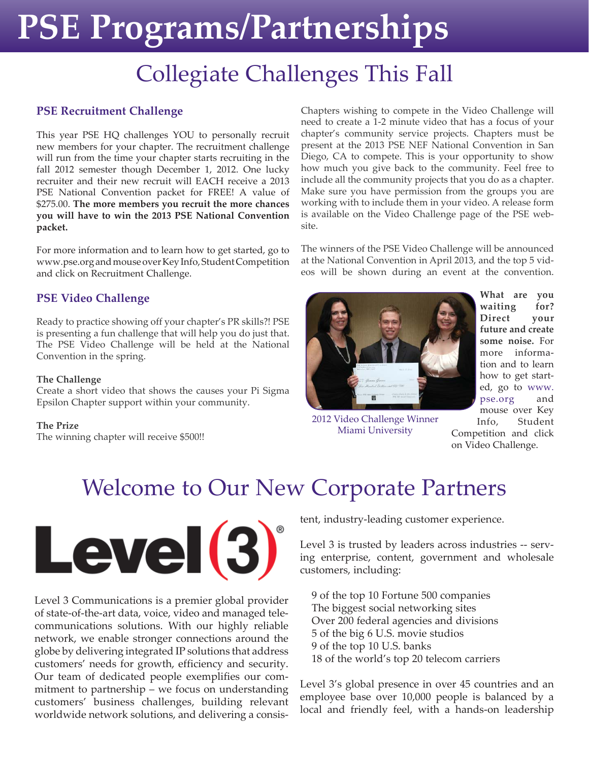# PSE Programs/Partnerships

## Collegiate Challenges This Fall

### PSE Recruitment Challenge

This year PSE HQ challenges YOU to personally recruit new members for your chapter. The recruitment challenge will run from the time your chapter starts recruiting in the fall 2012 semester though December 1, 2012. One lucky recruiter and their new recruit will EACH receive a 2013 PSE National Convention packet for FREE! A value of $275.00. **The more members you recruit the more chances you will have to win the 2013 PSE National Convention packet.**

For more information and to learn how to get started, go to www.pse.org and mouse over Key Info, Student Competition and click on Recruitment Challenge.

### PSE Video Challenge

Ready to practice showing off your chapter's PR skills?! PSE is presenting a fun challenge that will help you do just that. The PSE Video Challenge will be held at the National Convention in the spring.

**The Challenge**
Create a short video that shows the causes your Pi Sigma Epsilon Chapter support within your community.

**The Prize**
The winning chapter will receive $500!!

Chapters wishing to compete in the Video Challenge will need to create a 1-2 minute video that has a focus of your chapter's community service projects. Chapters must be present at the 2013 PSE NEF National Convention in San Diego, CA to compete. This is your opportunity to show how much you give back to the community. Feel free to include all the community projects that you do as a chapter. Make sure you have permission from the groups you are working with to include them in your video. A release form is available on the Video Challenge page of the PSE website.

The winners of the PSE Video Challenge will be announced at the National Convention in April 2013, and the top 5 videos will be shown during an event at the convention.

2012 Video Challenge Winner
Miami University

**What are you waiting for? Direct your future and create some noise.** For more information and to learn how to get started, go to www.pse.org and mouse over Key Info, Student Competition and click on Video Challenge.

## Welcome to Our New Corporate Partners

Level(3)®

Level 3 Communications is a premier global provider of state-of-the-art data, voice, video and managed telecommunications solutions. With our highly reliable network, we enable stronger connections around the globe by delivering integrated IP solutions that address customers' needs for growth, efficiency and security. Our team of dedicated people exemplifies our commitment to partnership – we focus on understanding customers' business challenges, building relevant worldwide network solutions, and delivering a consistent, industry-leading customer experience.

Level 3 is trusted by leaders across industries -- serving enterprise, content, government and wholesale customers, including:

- 9 of the top 10 Fortune 500 companies
- The biggest social networking sites
- Over 200 federal agencies and divisions
- 5 of the big 6 U.S. movie studios
- 9 of the top 10 U.S. banks
- 18 of the world's top 20 telecom carriers

Level 3's global presence in over 45 countries and an employee base over 10,000 people is balanced by a local and friendly feel, with a hands-on leadership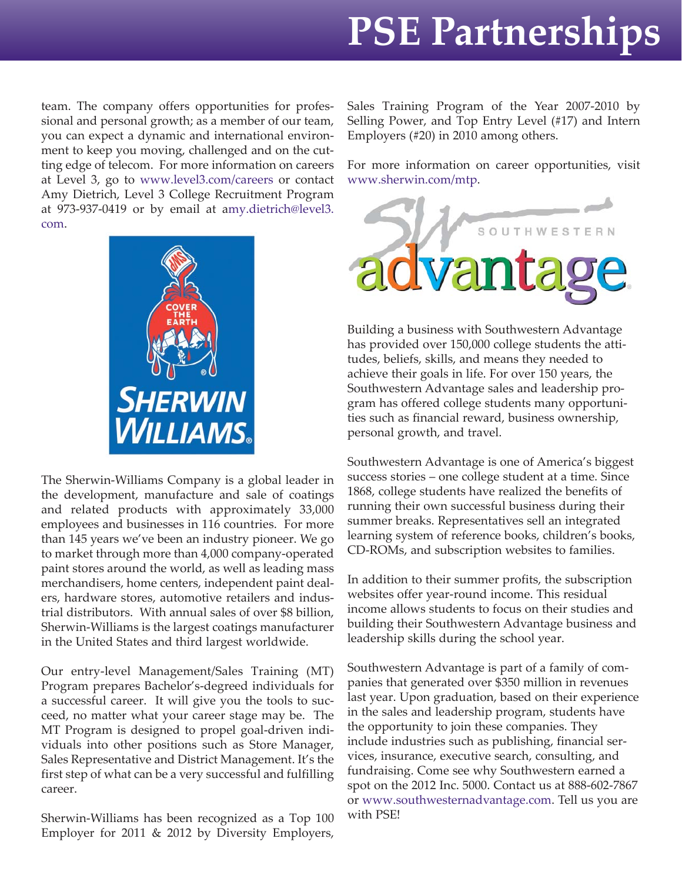team. The company offers opportunities for professional and personal growth; as a member of our team, you can expect a dynamic and international environment to keep you moving, challenged and on the cutting edge of telecom. For more information on careers at Level 3, go to www.level3.com/careers or contact Amy Dietrich, Level 3 College Recruitment Program at 973-937-0419 or by email at amy.dietrich@level3.com.

The Sherwin-Williams Company is a global leader in the development, manufacture and sale of coatings and related products with approximately 33,000 employees and businesses in 116 countries. For more than 145 years we've been an industry pioneer. We go to market through more than 4,000 company-operated paint stores around the world, as well as leading mass merchandisers, home centers, independent paint dealers, hardware stores, automotive retailers and industrial distributors. With annual sales of over $8 billion, Sherwin-Williams is the largest coatings manufacturer in the United States and third largest worldwide.

Our entry-level Management/Sales Training (MT) Program prepares Bachelor's-degreed individuals for a successful career. It will give you the tools to succeed, no matter what your career stage may be. The MT Program is designed to propel goal-driven individuals into other positions such as Store Manager, Sales Representative and District Management. It's the first step of what can be a very successful and fulfilling career.

Sherwin-Williams has been recognized as a Top 100 Employer for 2011 & 2012 by Diversity Employers, Sales Training Program of the Year 2007-2010 by Selling Power, and Top Entry Level (#17) and Intern Employers (#20) in 2010 among others.

For more information on career opportunities, visit www.sherwin.com/mtp.

Building a business with Southwestern Advantage has provided over 150,000 college students the attitudes, beliefs, skills, and means they needed to achieve their goals in life. For over 150 years, the Southwestern Advantage sales and leadership program has offered college students many opportunities such as financial reward, business ownership, personal growth, and travel.

Southwestern Advantage is one of America's biggest success stories – one college student at a time. Since 1868, college students have realized the benefits of running their own successful business during their summer breaks. Representatives sell an integrated learning system of reference books, children's books, CD-ROMs, and subscription websites to families.

In addition to their summer profits, the subscription websites offer year-round income. This residual income allows students to focus on their studies and building their Southwestern Advantage business and leadership skills during the school year.

Southwestern Advantage is part of a family of companies that generated over $350 million in revenues last year. Upon graduation, based on their experience in the sales and leadership program, students have the opportunity to join these companies. They include industries such as publishing, financial services, insurance, executive search, consulting, and fundraising. Come see why Southwestern earned a spot on the 2012 Inc. 5000. Contact us at 888-602-7867 or www.southwesternadvantage.com. Tell us you are with PSE!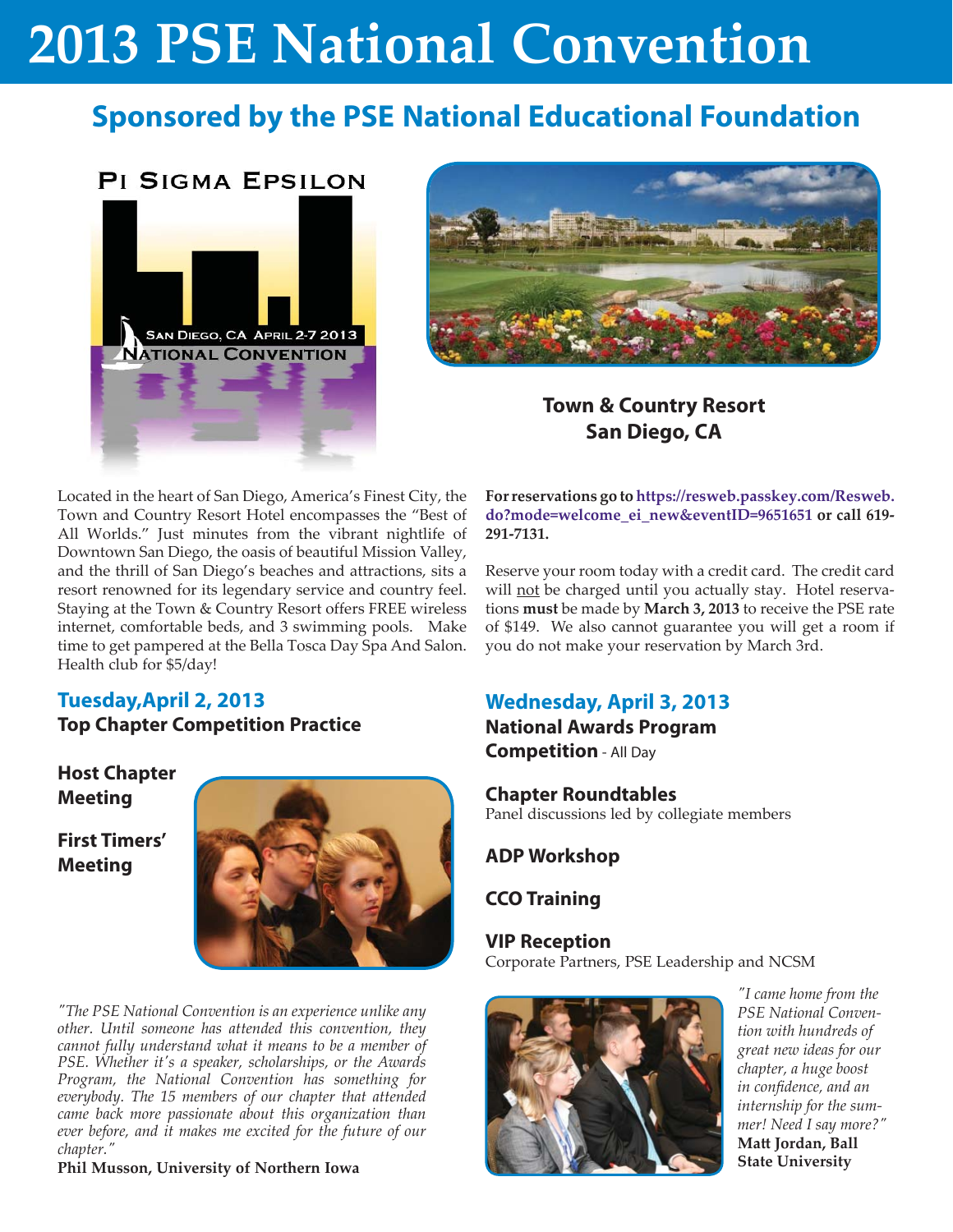# 2013 PSE National Convention

## Sponsored by the PSE National Educational Foundation

Pi Sigma Epsilon

San Diego, CA April 2-7 2013

National Convention

**Town & Country Resort**
**San Diego, CA**

Located in the heart of San Diego, America's Finest City, the Town and Country Resort Hotel encompasses the "Best of All Worlds." Just minutes from the vibrant nightlife of Downtown San Diego, the oasis of beautiful Mission Valley, and the thrill of San Diego's beaches and attractions, sits a resort renowned for its legendary service and country feel. Staying at the Town & Country Resort offers FREE wireless internet, comfortable beds, and 3 swimming pools. Make time to get pampered at the Bella Tosca Day Spa And Salon. Health club for $5/day!

**For reservations go to https://resweb.passkey.com/Resweb.do?mode=welcome_ei_new&eventID=9651651 or call 619-291-7131.**

Reserve your room today with a credit card. The credit card will not be charged until you actually stay. Hotel reservations **must** be made by **March 3, 2013** to receive the PSE rate of $149. We also cannot guarantee you will get a room if you do not make your reservation by March 3rd.

### Tuesday,April 2, 2013

**Top Chapter Competition Practice**

**Host Chapter Meeting**

**First Timers' Meeting**

*"The PSE National Convention is an experience unlike any other. Until someone has attended this convention, they cannot fully understand what it means to be a member of PSE. Whether it's a speaker, scholarships, or the Awards Program, the National Convention has something for everybody. The 15 members of our chapter that attended came back more passionate about this organization than ever before, and it makes me excited for the future of our chapter."*
**Phil Musson, University of Northern Iowa**

### Wednesday, April 3, 2013

**National Awards Program Competition** - All Day

**Chapter Roundtables**
Panel discussions led by collegiate members

**ADP Workshop**

**CCO Training**

**VIP Reception**
Corporate Partners, PSE Leadership and NCSM

*"I came home from the PSE National Convention with hundreds of great new ideas for our chapter, a huge boost in confidence, and an internship for the summer! Need I say more?"*
**Matt Jordan, Ball State University**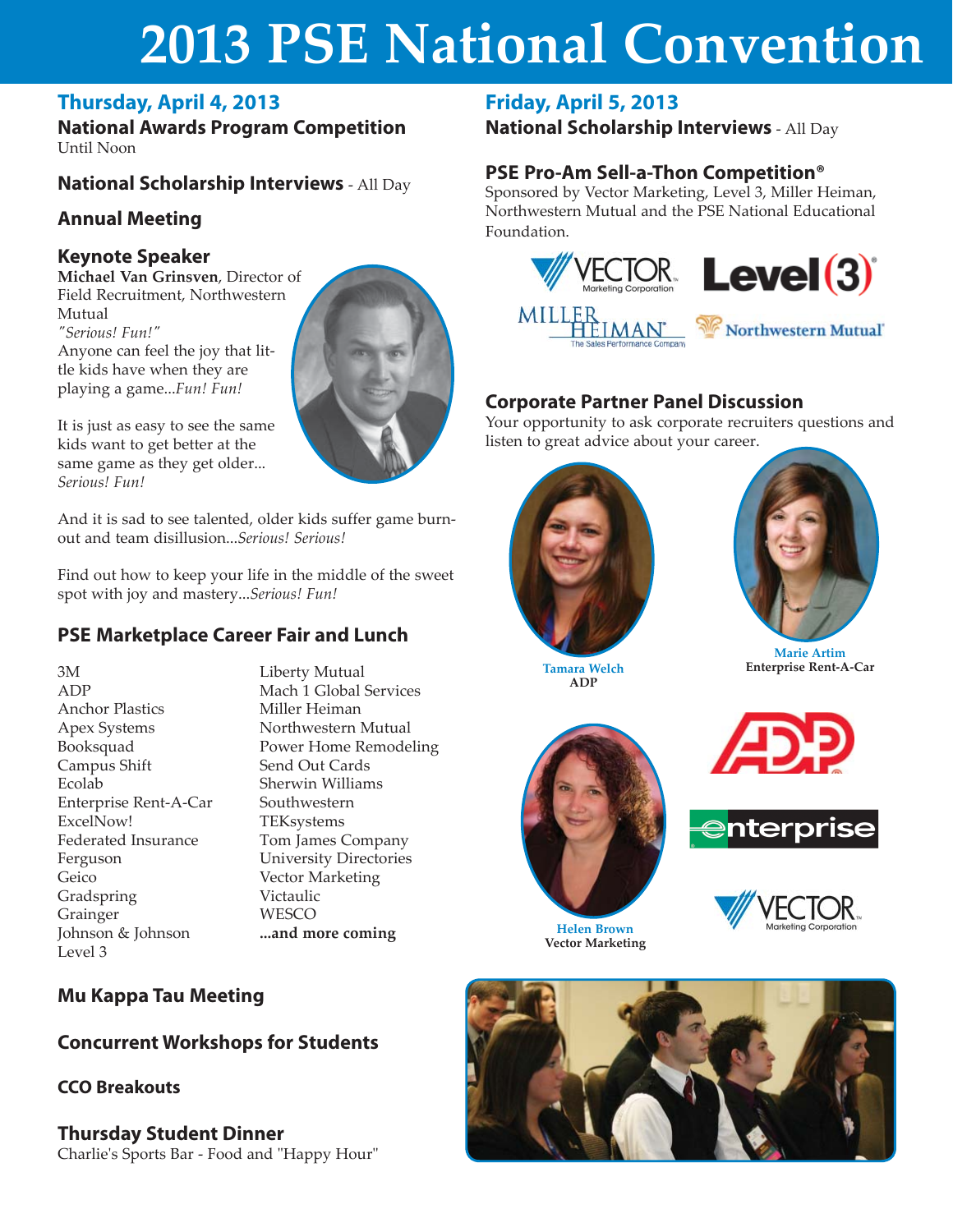# 2013 PSE National Convention

## Thursday, April 4, 2013

### National Awards Program Competition
Until Noon

### National Scholarship Interviews - All Day

### Annual Meeting

### Keynote Speaker
**Michael Van Grinsven**, Director of Field Recruitment, Northwestern Mutual

*"Serious! Fun!"*

Anyone can feel the joy that little kids have when they are playing a game...*Fun! Fun!*

It is just as easy to see the same kids want to get better at the same game as they get older... *Serious! Fun!*

And it is sad to see talented, older kids suffer game burnout and team disillusion...*Serious! Serious!*

Find out how to keep your life in the middle of the sweet spot with joy and mastery...*Serious! Fun!*

### PSE Marketplace Career Fair and Lunch

- 3M
- ADP
- Anchor Plastics
- Apex Systems
- Booksquad
- Campus Shift
- Ecolab
- Enterprise Rent-A-Car
- ExcelNow!
- Federated Insurance
- Ferguson
- Geico
- Gradspring
- Grainger
- Johnson & Johnson
- Level 3
- Liberty Mutual
- Mach 1 Global Services
- Miller Heiman
- Northwestern Mutual
- Power Home Remodeling
- Send Out Cards
- Sherwin Williams
- Southwestern
- TEKsystems
- Tom James Company
- University Directories
- Vector Marketing
- Victaulic
- WESCO
- **...and more coming**

### Mu Kappa Tau Meeting

### Concurrent Workshops for Students

### CCO Breakouts

### Thursday Student Dinner
Charlie's Sports Bar - Food and "Happy Hour"

## Friday, April 5, 2013

### National Scholarship Interviews - All Day

### PSE Pro-Am Sell-a-Thon Competition®
Sponsored by Vector Marketing, Level 3, Miller Heiman, Northwestern Mutual and the PSE National Educational Foundation.

### Corporate Partner Panel Discussion
Your opportunity to ask corporate recruiters questions and listen to great advice about your career.

**Tamara Welch**
ADP

**Marie Artim**
Enterprise Rent-A-Car

**Helen Brown**
Vector Marketing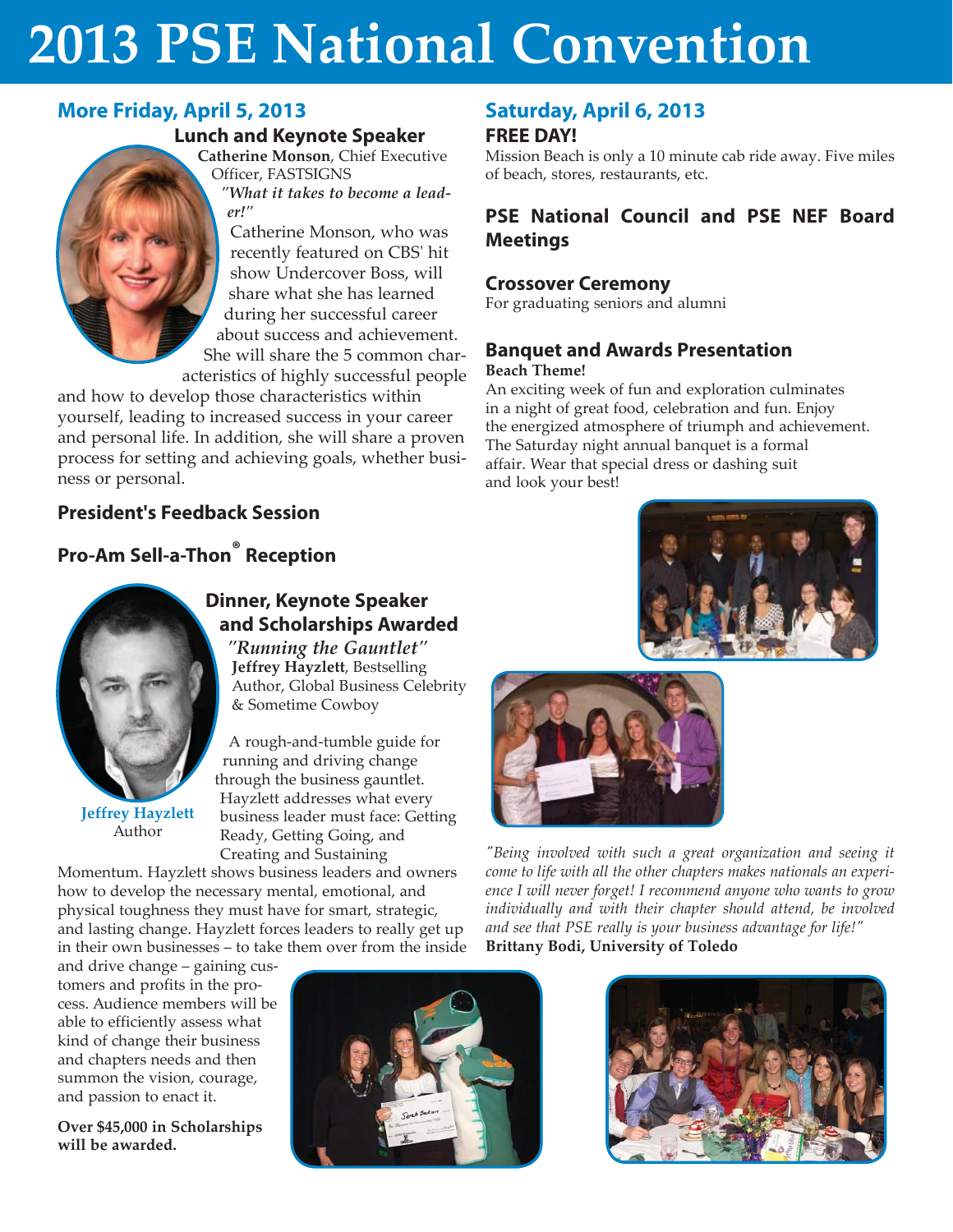# 2013 PSE National Convention

## More Friday, April 5, 2013

### Lunch and Keynote Speaker

**Catherine Monson**, Chief Executive Officer, FASTSIGNS

*"What it takes to become a leader!"*

Catherine Monson, who was recently featured on CBS' hit show Undercover Boss, will share what she has learned during her successful career about success and achievement. She will share the 5 common characteristics of highly successful people and how to develop those characteristics within yourself, leading to increased success in your career and personal life. In addition, she will share a proven process for setting and achieving goals, whether business or personal.

### President's Feedback Session

### Pro-Am Sell-a-Thon® Reception

### Dinner, Keynote Speaker and Scholarships Awarded

*"Running the Gauntlet"*

**Jeffrey Hayzlett**, Bestselling Author, Global Business Celebrity & Sometime Cowboy

Jeffrey Hayzlett
Author

A rough-and-tumble guide for running and driving change through the business gauntlet. Hayzlett addresses what every business leader must face: Getting Ready, Getting Going, and Creating and Sustaining Momentum. Hayzlett shows business leaders and owners how to develop the necessary mental, emotional, and physical toughness they must have for smart, strategic, and lasting change. Hayzlett forces leaders to really get up in their own businesses – to take them over from the inside and drive change – gaining customers and profits in the process. Audience members will be able to efficiently assess what kind of change their business and chapters needs and then summon the vision, courage, and passion to enact it.

**Over $45,000 in Scholarships will be awarded.**

## Saturday, April 6, 2013

### FREE DAY!

Mission Beach is only a 10 minute cab ride away. Five miles of beach, stores, restaurants, etc.

### PSE National Council and PSE NEF Board Meetings

### Crossover Ceremony

For graduating seniors and alumni

### Banquet and Awards Presentation

**Beach Theme!**

An exciting week of fun and exploration culminates in a night of great food, celebration and fun. Enjoy the energized atmosphere of triumph and achievement. The Saturday night annual banquet is a formal affair. Wear that special dress or dashing suit and look your best!

*"Being involved with such a great organization and seeing it come to life with all the other chapters makes nationals an experience I will never forget! I recommend anyone who wants to grow individually and with their chapter should attend, be involved and see that PSE really is your business advantage for life!"*
**Brittany Bodi, University of Toledo**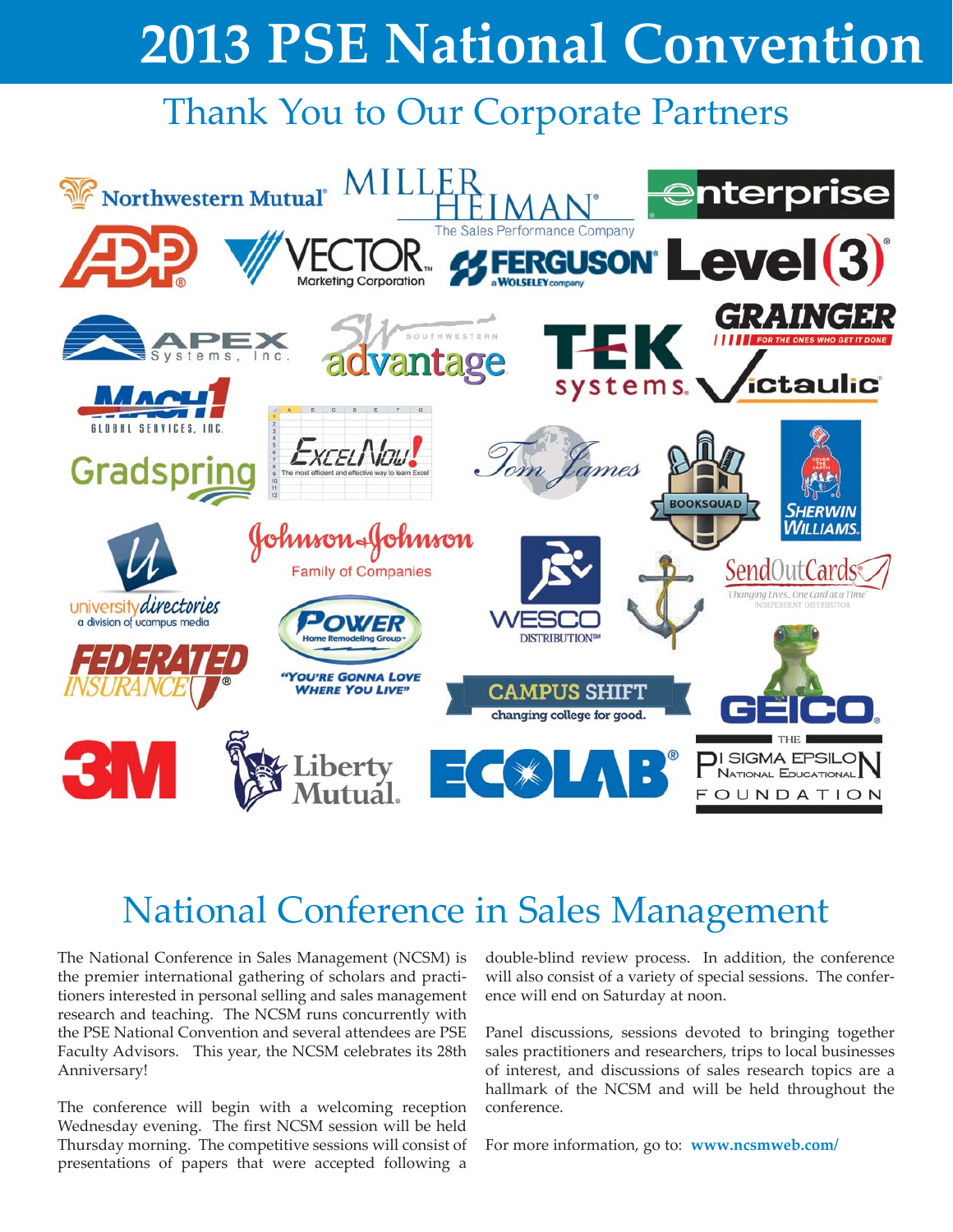# 2013 PSE National Convention

## Thank You to Our Corporate Partners

## National Conference in Sales Management

The National Conference in Sales Management (NCSM) is the premier international gathering of scholars and practitioners interested in personal selling and sales management research and teaching. The NCSM runs concurrently with the PSE National Convention and several attendees are PSE Faculty Advisors. This year, the NCSM celebrates its 28th Anniversary!

The conference will begin with a welcoming reception Wednesday evening. The first NCSM session will be held Thursday morning. The competitive sessions will consist of presentations of papers that were accepted following a double-blind review process. In addition, the conference will also consist of a variety of special sessions. The conference will end on Saturday at noon.

Panel discussions, sessions devoted to bringing together sales practitioners and researchers, trips to local businesses of interest, and discussions of sales research topics are a hallmark of the NCSM and will be held throughout the conference.

For more information, go to: **www.ncsmweb.com/**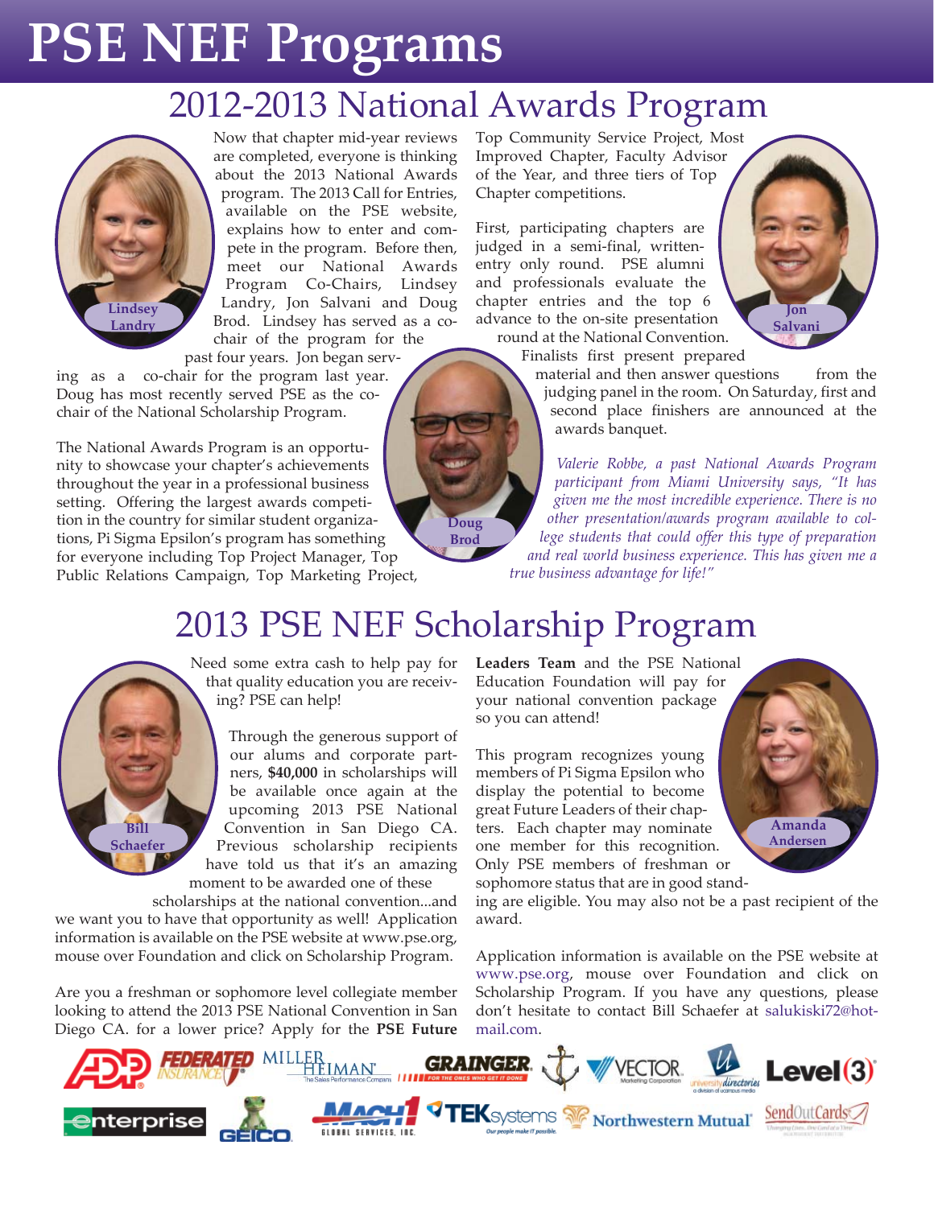# PSE NEF Programs

## 2012-2013 National Awards Program

Lindsey Landry

Jon Salvani

Doug Brod

Now that chapter mid-year reviews are completed, everyone is thinking about the 2013 National Awards program. The 2013 Call for Entries, available on the PSE website, explains how to enter and compete in the program. Before then, meet our National Awards Program Co-Chairs, Lindsey Landry, Jon Salvani and Doug Brod. Lindsey has served as a co-chair of the program for the past four years. Jon began serving as a co-chair for the program last year. Doug has most recently served PSE as the co-chair of the National Scholarship Program.

The National Awards Program is an opportunity to showcase your chapter's achievements throughout the year in a professional business setting. Offering the largest awards competition in the country for similar student organizations, Pi Sigma Epsilon's program has something for everyone including Top Project Manager, Top Public Relations Campaign, Top Marketing Project, Top Community Service Project, Most Improved Chapter, Faculty Advisor of the Year, and three tiers of Top Chapter competitions.

First, participating chapters are judged in a semi-final, written-entry only round. PSE alumni and professionals evaluate the chapter entries and the top 6 advance to the on-site presentation round at the National Convention. Finalists first present prepared material and then answer questions from the judging panel in the room. On Saturday, first and second place finishers are announced at the awards banquet.

*Valerie Robbe, a past National Awards Program participant from Miami University says, "It has given me the most incredible experience. There is no other presentation/awards program available to college students that could offer this type of preparation and real world business experience. This has given me a true business advantage for life!"*

## 2013 PSE NEF Scholarship Program

Bill Schaefer

Amanda Andersen

Need some extra cash to help pay for that quality education you are receiving? PSE can help!

Through the generous support of our alums and corporate partners, **$40,000** in scholarships will be available once again at the upcoming 2013 PSE National Convention in San Diego CA. Previous scholarship recipients have told us that it's an amazing moment to be awarded one of these scholarships at the national convention...and we want you to have that opportunity as well! Application information is available on the PSE website at www.pse.org, mouse over Foundation and click on Scholarship Program.

Are you a freshman or sophomore level collegiate member looking to attend the 2013 PSE National Convention in San Diego CA. for a lower price? Apply for the **PSE Future Leaders Team** and the PSE National Education Foundation will pay for your national convention package so you can attend!

This program recognizes young members of Pi Sigma Epsilon who display the potential to become great Future Leaders of their chapters. Each chapter may nominate one member for this recognition. Only PSE members of freshman or sophomore status that are in good standing are eligible. You may also not be a past recipient of the award.

Application information is available on the PSE website at www.pse.org, mouse over Foundation and click on Scholarship Program. If you have any questions, please don't hesitate to contact Bill Schaefer at salukiski72@hotmail.com.

ADP · Federated Insurance · Miller Heiman · Grainger · Vector Marketing Corporation · University Directories · Level(3) · Enterprise · GEICO · Mach 1 Global Services, Inc. · TEKsystems · Northwestern Mutual · SendOutCards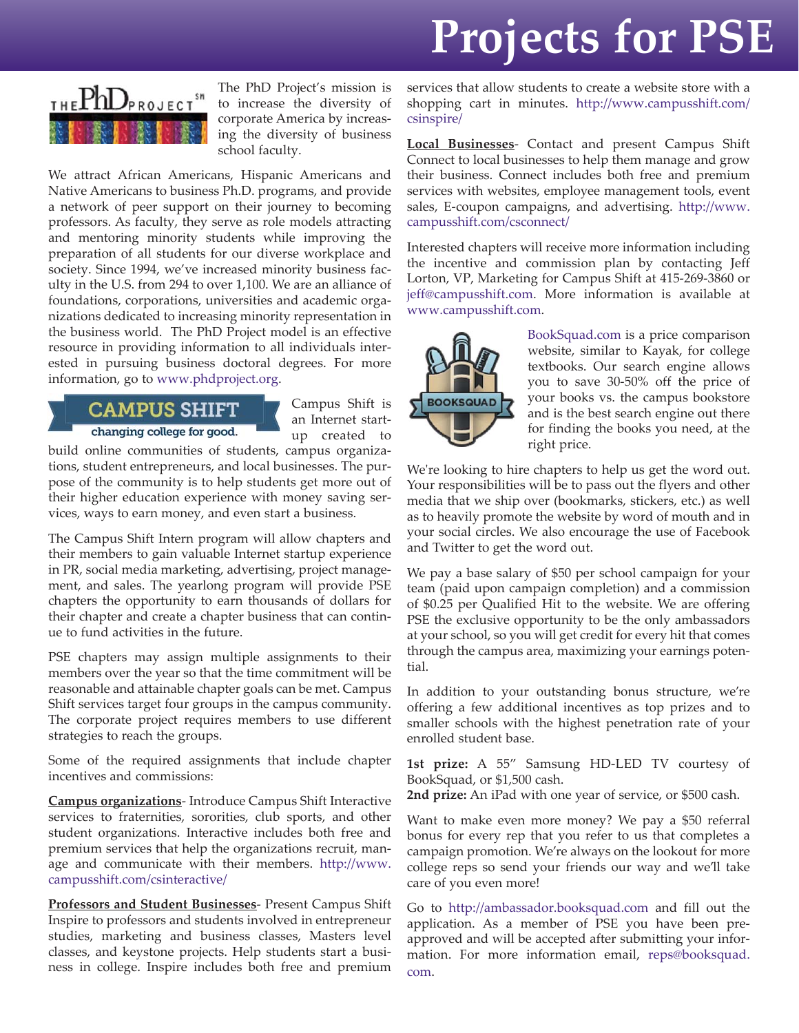# Projects for PSE

The PhD Project's mission is to increase the diversity of corporate America by increasing the diversity of business school faculty.

We attract African Americans, Hispanic Americans and Native Americans to business Ph.D. programs, and provide a network of peer support on their journey to becoming professors. As faculty, they serve as role models attracting and mentoring minority students while improving the preparation of all students for our diverse workplace and society. Since 1994, we've increased minority business faculty in the U.S. from 294 to over 1,100. We are an alliance of foundations, corporations, universities and academic organizations dedicated to increasing minority representation in the business world. The PhD Project model is an effective resource in providing information to all individuals interested in pursuing business doctoral degrees. For more information, go to www.phdproject.org.

Campus Shift is an Internet startup created to build online communities of students, campus organizations, student entrepreneurs, and local businesses. The purpose of the community is to help students get more out of their higher education experience with money saving services, ways to earn money, and even start a business.

The Campus Shift Intern program will allow chapters and their members to gain valuable Internet startup experience in PR, social media marketing, advertising, project management, and sales. The yearlong program will provide PSE chapters the opportunity to earn thousands of dollars for their chapter and create a chapter business that can continue to fund activities in the future.

PSE chapters may assign multiple assignments to their members over the year so that the time commitment will be reasonable and attainable chapter goals can be met. Campus Shift services target four groups in the campus community. The corporate project requires members to use different strategies to reach the groups.

Some of the required assignments that include chapter incentives and commissions:

**Campus organizations**- Introduce Campus Shift Interactive services to fraternities, sororities, club sports, and other student organizations. Interactive includes both free and premium services that help the organizations recruit, manage and communicate with their members. http://www.campusshift.com/csinteractive/

**Professors and Student Businesses**- Present Campus Shift Inspire to professors and students involved in entrepreneur studies, marketing and business classes, Masters level classes, and keystone projects. Help students start a business in college. Inspire includes both free and premium services that allow students to create a website store with a shopping cart in minutes. http://www.campusshift.com/csinspire/

**Local Businesses**- Contact and present Campus Shift Connect to local businesses to help them manage and grow their business. Connect includes both free and premium services with websites, employee management tools, event sales, E-coupon campaigns, and advertising. http://www.campusshift.com/csconnect/

Interested chapters will receive more information including the incentive and commission plan by contacting Jeff Lorton, VP, Marketing for Campus Shift at 415-269-3860 or jeff@campusshift.com. More information is available at www.campusshift.com.

BookSquad.com is a price comparison website, similar to Kayak, for college textbooks. Our search engine allows you to save 30-50% off the price of your books vs. the campus bookstore and is the best search engine out there for finding the books you need, at the right price.

We're looking to hire chapters to help us get the word out. Your responsibilities will be to pass out the flyers and other media that we ship over (bookmarks, stickers, etc.) as well as to heavily promote the website by word of mouth and in your social circles. We also encourage the use of Facebook and Twitter to get the word out.

We pay a base salary of $50 per school campaign for your team (paid upon campaign completion) and a commission of $0.25 per Qualified Hit to the website. We are offering PSE the exclusive opportunity to be the only ambassadors at your school, so you will get credit for every hit that comes through the campus area, maximizing your earnings potential.

In addition to your outstanding bonus structure, we're offering a few additional incentives as top prizes and to smaller schools with the highest penetration rate of your enrolled student base.

**1st prize:** A 55" Samsung HD-LED TV courtesy of BookSquad, or $1,500 cash.
**2nd prize:** An iPad with one year of service, or $500 cash.

Want to make even more money? We pay a $50 referral bonus for every rep that you refer to us that completes a campaign promotion. We're always on the lookout for more college reps so send your friends our way and we'll take care of you even more!

Go to http://ambassador.booksquad.com and fill out the application. As a member of PSE you have been pre-approved and will be accepted after submitting your information. For more information email, reps@booksquad.com.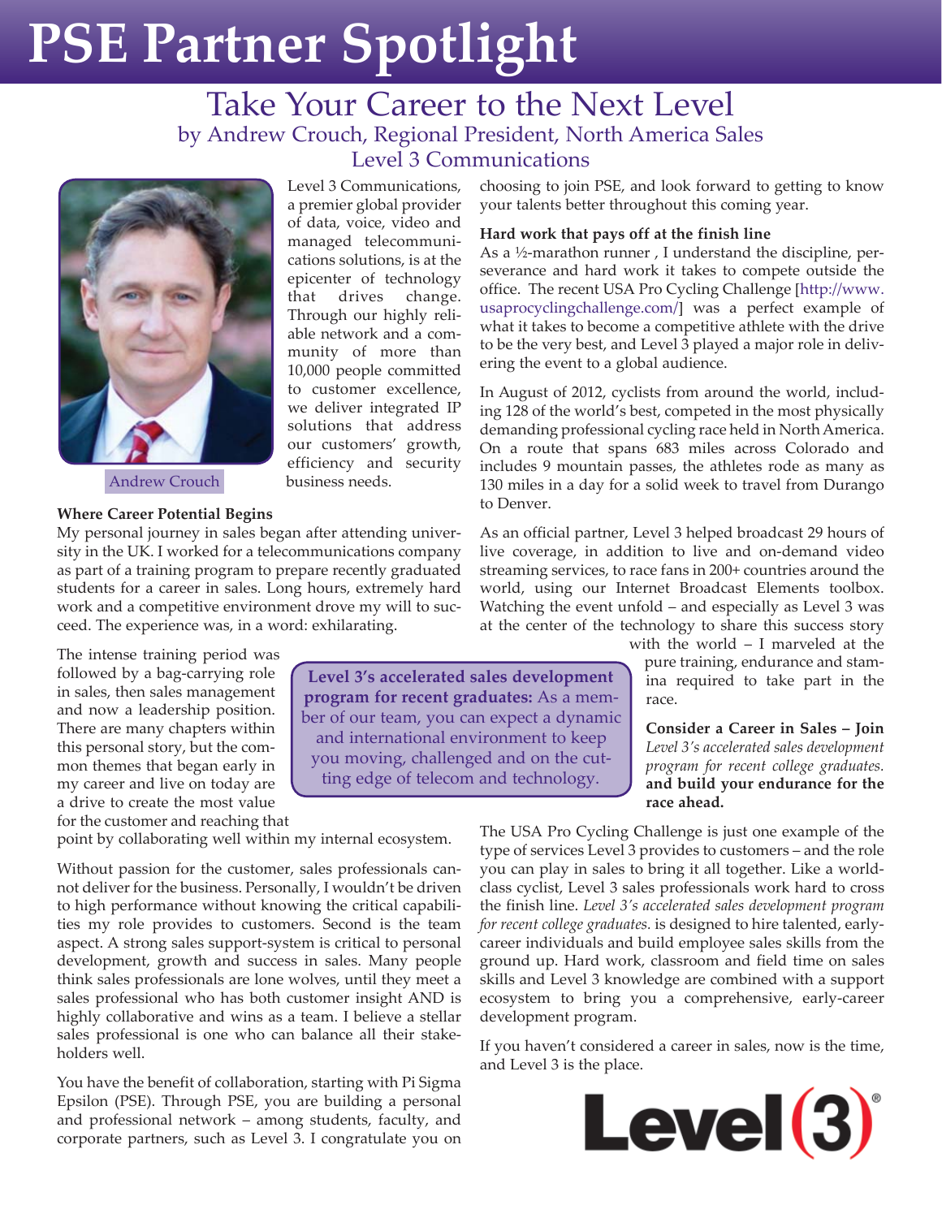# PSE Partner Spotlight

## Take Your Career to the Next Level

by Andrew Crouch, Regional President, North America Sales
Level 3 Communications

Andrew Crouch

Level 3 Communications, a premier global provider of data, voice, video and managed telecommunications solutions, is at the epicenter of technology that drives change. Through our highly reliable network and a community of more than 10,000 people committed to customer excellence, we deliver integrated IP solutions that address our customers' growth, efficiency and security business needs.

**Where Career Potential Begins**

My personal journey in sales began after attending university in the UK. I worked for a telecommunications company as part of a training program to prepare recently graduated students for a career in sales. Long hours, extremely hard work and a competitive environment drove my will to succeed. The experience was, in a word: exhilarating.

The intense training period was followed by a bag-carrying role in sales, then sales management and now a leadership position. There are many chapters within this personal story, but the common themes that began early in my career and live on today are a drive to create the most value for the customer and reaching that point by collaborating well within my internal ecosystem.

Without passion for the customer, sales professionals cannot deliver for the business. Personally, I wouldn't be driven to high performance without knowing the critical capabilities my role provides to customers. Second is the team aspect. A strong sales support-system is critical to personal development, growth and success in sales. Many people think sales professionals are lone wolves, until they meet a sales professional who has both customer insight AND is highly collaborative and wins as a team. I believe a stellar sales professional is one who can balance all their stakeholders well.

You have the benefit of collaboration, starting with Pi Sigma Epsilon (PSE). Through PSE, you are building a personal and professional network – among students, faculty, and corporate partners, such as Level 3. I congratulate you on choosing to join PSE, and look forward to getting to know your talents better throughout this coming year.

**Level 3's accelerated sales development program for recent graduates:** As a member of our team, you can expect a dynamic and international environment to keep you moving, challenged and on the cutting edge of telecom and technology.

**Hard work that pays off at the finish line**

As a ½-marathon runner , I understand the discipline, perseverance and hard work it takes to compete outside the office. The recent USA Pro Cycling Challenge [http://www.usaprocyclingchallenge.com/] was a perfect example of what it takes to become a competitive athlete with the drive to be the very best, and Level 3 played a major role in delivering the event to a global audience.

In August of 2012, cyclists from around the world, including 128 of the world's best, competed in the most physically demanding professional cycling race held in North America. On a route that spans 683 miles across Colorado and includes 9 mountain passes, the athletes rode as many as 130 miles in a day for a solid week to travel from Durango to Denver.

As an official partner, Level 3 helped broadcast 29 hours of live coverage, in addition to live and on-demand video streaming services, to race fans in 200+ countries around the world, using our Internet Broadcast Elements toolbox. Watching the event unfold – and especially as Level 3 was at the center of the technology to share this success story with the world – I marveled at the pure training, endurance and stamina required to take part in the race.

**Consider a Career in Sales – Join** *Level 3's accelerated sales development program for recent college graduates.* **and build your endurance for the race ahead.**

The USA Pro Cycling Challenge is just one example of the type of services Level 3 provides to customers – and the role you can play in sales to bring it all together. Like a world-class cyclist, Level 3 sales professionals work hard to cross the finish line. *Level 3's accelerated sales development program for recent college graduates.* is designed to hire talented, early-career individuals and build employee sales skills from the ground up. Hard work, classroom and field time on sales skills and Level 3 knowledge are combined with a support ecosystem to bring you a comprehensive, early-career development program.

If you haven't considered a career in sales, now is the time, and Level 3 is the place.

Level(3)®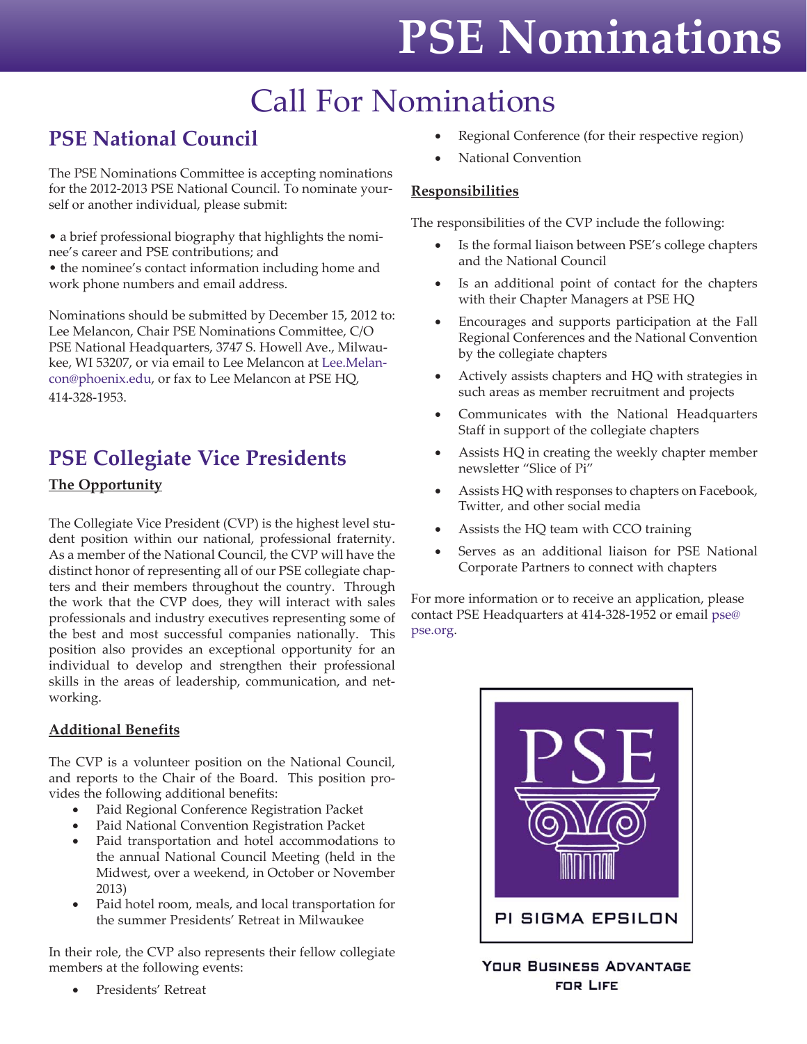# PSE Nominations

## Call For Nominations

### PSE National Council

The PSE Nominations Committee is accepting nominations for the 2012-2013 PSE National Council. To nominate yourself or another individual, please submit:

- a brief professional biography that highlights the nominee's career and PSE contributions; and
- the nominee's contact information including home and work phone numbers and email address.

Nominations should be submitted by December 15, 2012 to: Lee Melancon, Chair PSE Nominations Committee, C/O PSE National Headquarters, 3747 S. Howell Ave., Milwaukee, WI 53207, or via email to Lee Melancon at Lee.Melancon@phoenix.edu, or fax to Lee Melancon at PSE HQ, 414-328-1953.

### PSE Collegiate Vice Presidents

**The Opportunity**

The Collegiate Vice President (CVP) is the highest level student position within our national, professional fraternity. As a member of the National Council, the CVP will have the distinct honor of representing all of our PSE collegiate chapters and their members throughout the country. Through the work that the CVP does, they will interact with sales professionals and industry executives representing some of the best and most successful companies nationally. This position also provides an exceptional opportunity for an individual to develop and strengthen their professional skills in the areas of leadership, communication, and networking.

**Additional Benefits**

The CVP is a volunteer position on the National Council, and reports to the Chair of the Board. This position provides the following additional benefits:

- Paid Regional Conference Registration Packet
- Paid National Convention Registration Packet
- Paid transportation and hotel accommodations to the annual National Council Meeting (held in the Midwest, over a weekend, in October or November 2013)
- Paid hotel room, meals, and local transportation for the summer Presidents' Retreat in Milwaukee

In their role, the CVP also represents their fellow collegiate members at the following events:

- Presidents' Retreat
- Regional Conference (for their respective region)
- National Convention

**Responsibilities**

The responsibilities of the CVP include the following:

- Is the formal liaison between PSE's college chapters and the National Council
- Is an additional point of contact for the chapters with their Chapter Managers at PSE HQ
- Encourages and supports participation at the Fall Regional Conferences and the National Convention by the collegiate chapters
- Actively assists chapters and HQ with strategies in such areas as member recruitment and projects
- Communicates with the National Headquarters Staff in support of the collegiate chapters
- Assists HQ in creating the weekly chapter member newsletter "Slice of Pi"
- Assists HQ with responses to chapters on Facebook, Twitter, and other social media
- Assists the HQ team with CCO training
- Serves as an additional liaison for PSE National Corporate Partners to connect with chapters

For more information or to receive an application, please contact PSE Headquarters at 414-328-1952 or email pse@pse.org.

PSE

PI SIGMA EPSILON

YOUR BUSINESS ADVANTAGE FOR LIFE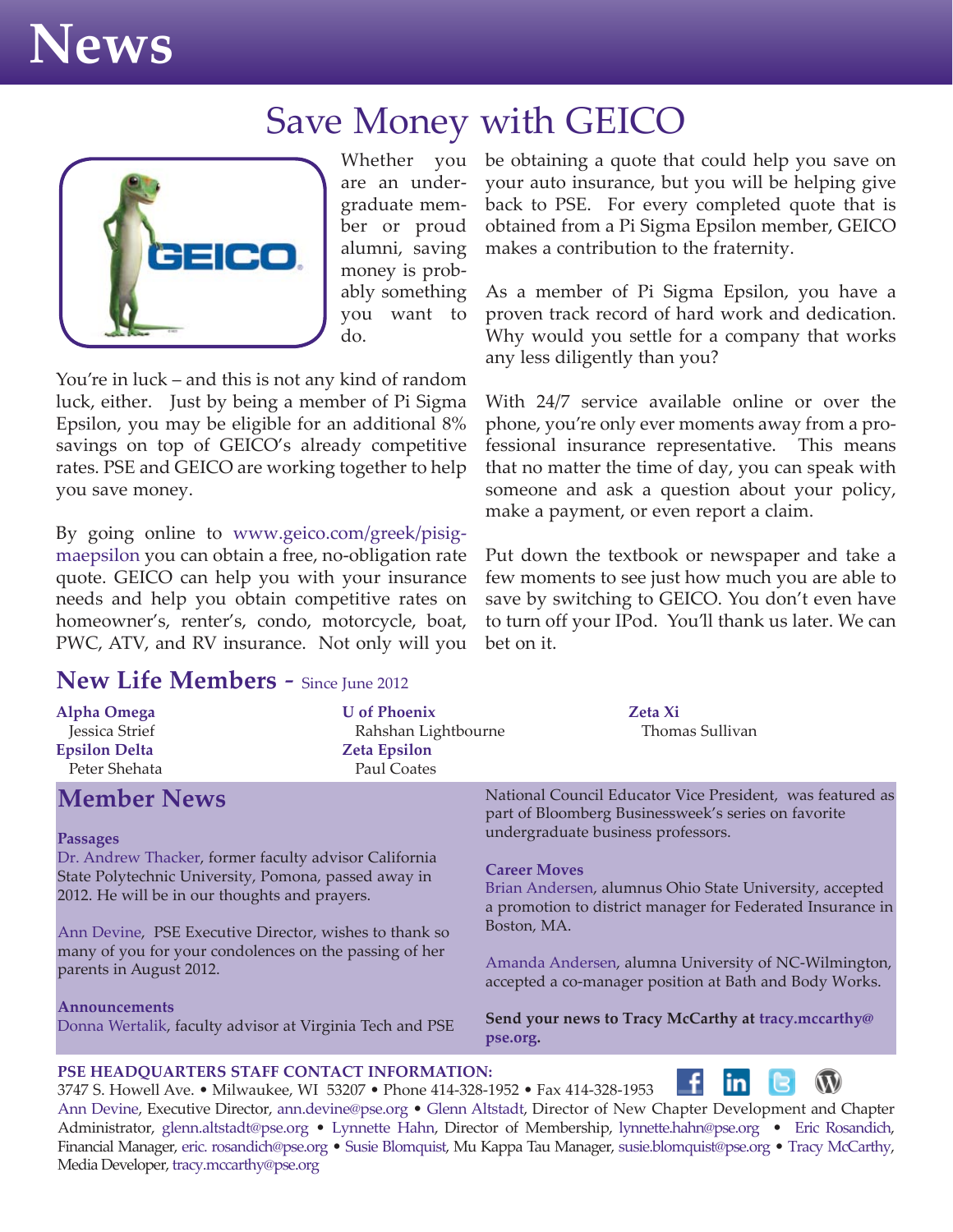# News

## Save Money with GEICO

Whether you are an undergraduate member or proud alumni, saving money is probably something you want to do.

You're in luck – and this is not any kind of random luck, either. Just by being a member of Pi Sigma Epsilon, you may be eligible for an additional 8% savings on top of GEICO's already competitive rates. PSE and GEICO are working together to help you save money.

By going online to www.geico.com/greek/pisigmaepsilon you can obtain a free, no-obligation rate quote. GEICO can help you with your insurance needs and help you obtain competitive rates on homeowner's, renter's, condo, motorcycle, boat, PWC, ATV, and RV insurance. Not only will you be obtaining a quote that could help you save on your auto insurance, but you will be helping give back to PSE. For every completed quote that is obtained from a Pi Sigma Epsilon member, GEICO makes a contribution to the fraternity.

As a member of Pi Sigma Epsilon, you have a proven track record of hard work and dedication. Why would you settle for a company that works any less diligently than you?

With 24/7 service available online or over the phone, you're only ever moments away from a professional insurance representative. This means that no matter the time of day, you can speak with someone and ask a question about your policy, make a payment, or even report a claim.

Put down the textbook or newspaper and take a few moments to see just how much you are able to save by switching to GEICO. You don't even have to turn off your IPod. You'll thank us later. We can bet on it.

## New Life Members - Since June 2012

**Alpha Omega**
Jessica Strief

**Epsilon Delta**
Peter Shehata

**U of Phoenix**
Rahshan Lightbourne

**Zeta Epsilon**
Paul Coates

**Zeta Xi**
Thomas Sullivan

## Member News

### Passages

Dr. Andrew Thacker, former faculty advisor California State Polytechnic University, Pomona, passed away in 2012. He will be in our thoughts and prayers.

Ann Devine, PSE Executive Director, wishes to thank so many of you for your condolences on the passing of her parents in August 2012.

### Announcements

Donna Wertalik, faculty advisor at Virginia Tech and PSE National Council Educator Vice President, was featured as part of Bloomberg Businessweek's series on favorite undergraduate business professors.

### Career Moves

Brian Andersen, alumnus Ohio State University, accepted a promotion to district manager for Federated Insurance in Boston, MA.

Amanda Andersen, alumna University of NC-Wilmington, accepted a co-manager position at Bath and Body Works.

**Send your news to Tracy McCarthy at tracy.mccarthy@pse.org.**

**PSE HEADQUARTERS STAFF CONTACT INFORMATION:**
3747 S. Howell Ave. • Milwaukee, WI 53207 • Phone 414-328-1952 • Fax 414-328-1953
Ann Devine, Executive Director, ann.devine@pse.org • Glenn Altstadt, Director of New Chapter Development and Chapter Administrator, glenn.altstadt@pse.org • Lynnette Hahn, Director of Membership, lynnette.hahn@pse.org • Eric Rosandich, Financial Manager, eric.rosandich@pse.org • Susie Blomquist, Mu Kappa Tau Manager, susie.blomquist@pse.org • Tracy McCarthy, Media Developer, tracy.mccarthy@pse.org